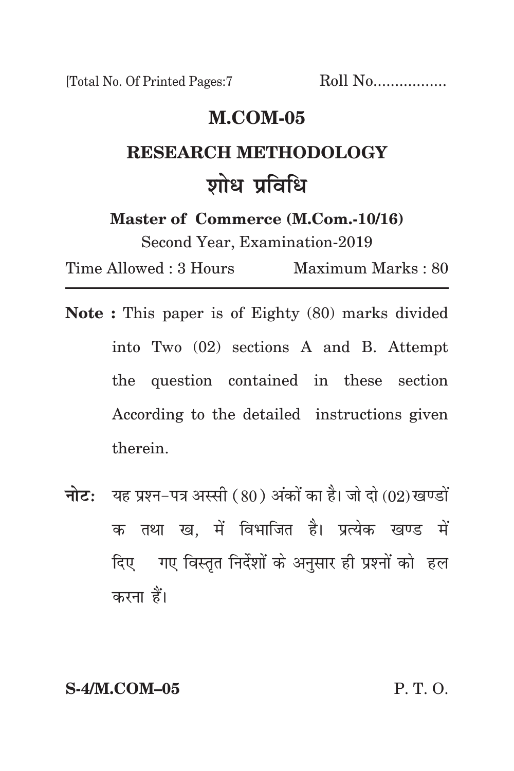[Total No. Of Printed Pages:7 Roll No.................

# M.COM-05

## RESEARCH METHODOLOGY

## शोध प्रविधि

**Master of Commerce (M.Com.-10/16)**

Second Year, Examination-2019

Time Allowed : 3 Hours Maximum Marks : 80

---

**Note :** This paper is of Eighty (80) marks divided into Two (02) sections A and B. Attempt the question contained in these section According to the detailed instructions given therein.

**नोटः** यह प्रश्न-पत्र अस्सी (80) अंकों का है। जो दो (02) खण्डों क तथा ख, में विभाजित है। प्रत्येक खण्ड में दिए गए विस्तृत निर्देशों के अनुसार ही प्रश्नों को हल करना हैं।

**S-4/M.COM–05** P. T. O.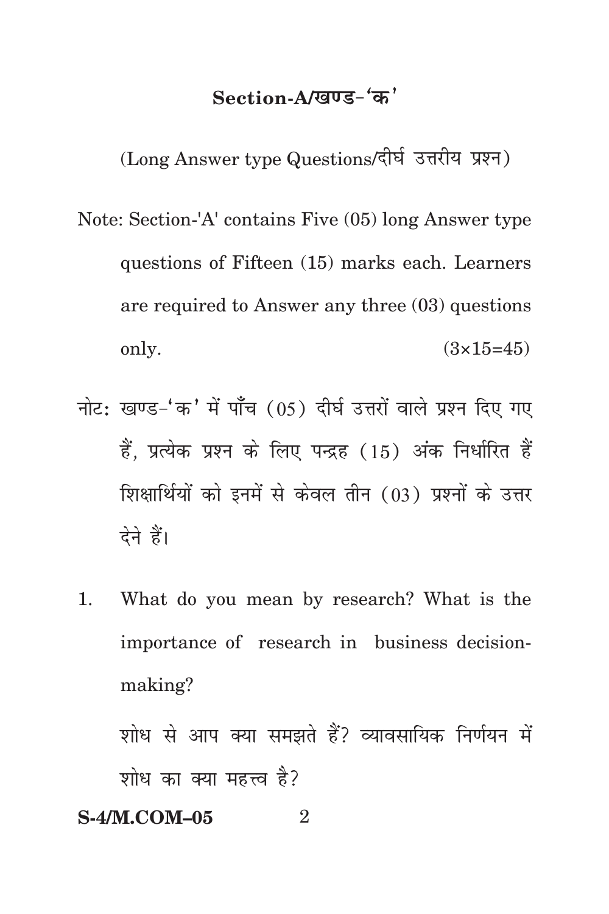## Section-A/खण्ड-'क'

(Long Answer type Questions/दीर्घ उत्तरीय प्रश्न)

Note: Section-'A' contains Five (05) long Answer type questions of Fifteen (15) marks each. Learners are required to Answer any three (03) questions only. (3×15=45)

नोट: खण्ड-'क' में पाँच (05) दीर्घ उत्तरों वाले प्रश्न दिए गए हैं, प्रत्येक प्रश्न के लिए पन्द्रह (15) अंक निर्धारित हैं शिक्षार्थियों को इनमें से केवल तीन (03) प्रश्नों के उत्तर देने हैं।

1. What do you mean by research? What is the importance of research in business decision-making?

   शोध से आप क्या समझते हैं? व्यावसायिक निर्णयन में शोध का क्या महत्त्व है?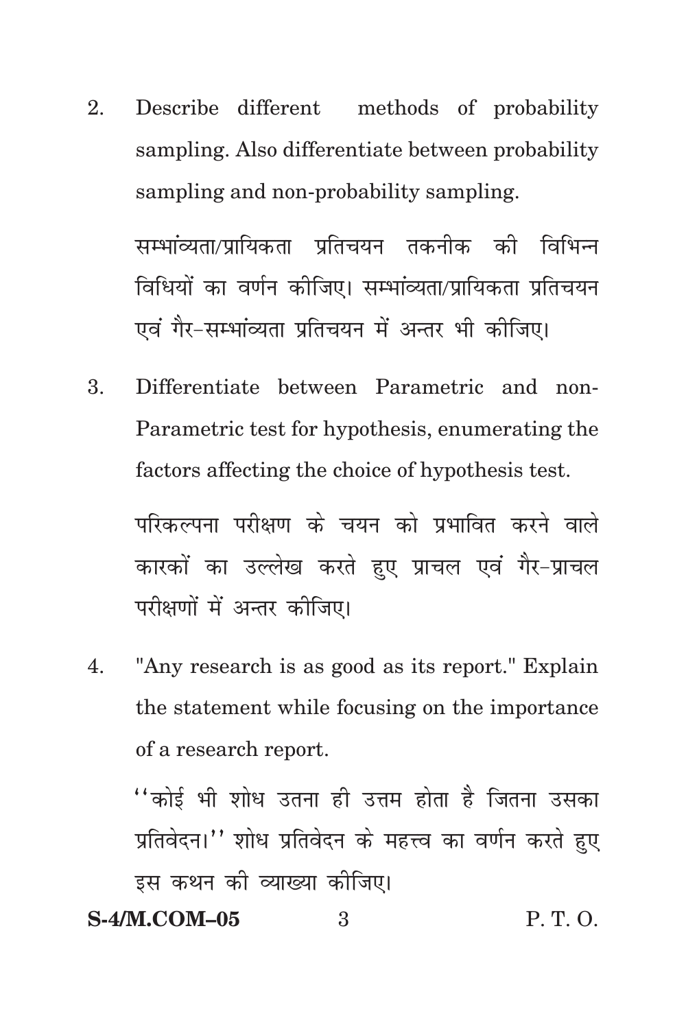2. Describe different methods of probability sampling. Also differentiate between probability sampling and non-probability sampling.

   सम्भांव्यता/प्रायिकता प्रतिचयन तकनीक की विभिन्न विधियों का वर्णन कीजिए। सम्भांव्यता/प्रायिकता प्रतिचयन एवं गैर-सम्भांव्यता प्रतिचयन में अन्तर भी कीजिए।

3. Differentiate between Parametric and non-Parametric test for hypothesis, enumerating the factors affecting the choice of hypothesis test.

   परिकल्पना परीक्षण के चयन को प्रभावित करने वाले कारकों का उल्लेख करते हुए प्राचल एवं गैर-प्राचल परीक्षणों में अन्तर कीजिए।

4. "Any research is as good as its report." Explain the statement while focusing on the importance of a research report.

   ''कोई भी शोध उतना ही उत्तम होता है जितना उसका प्रतिवेदन।'' शोध प्रतिवेदन के महत्त्व का वर्णन करते हुए इस कथन की व्याख्या कीजिए।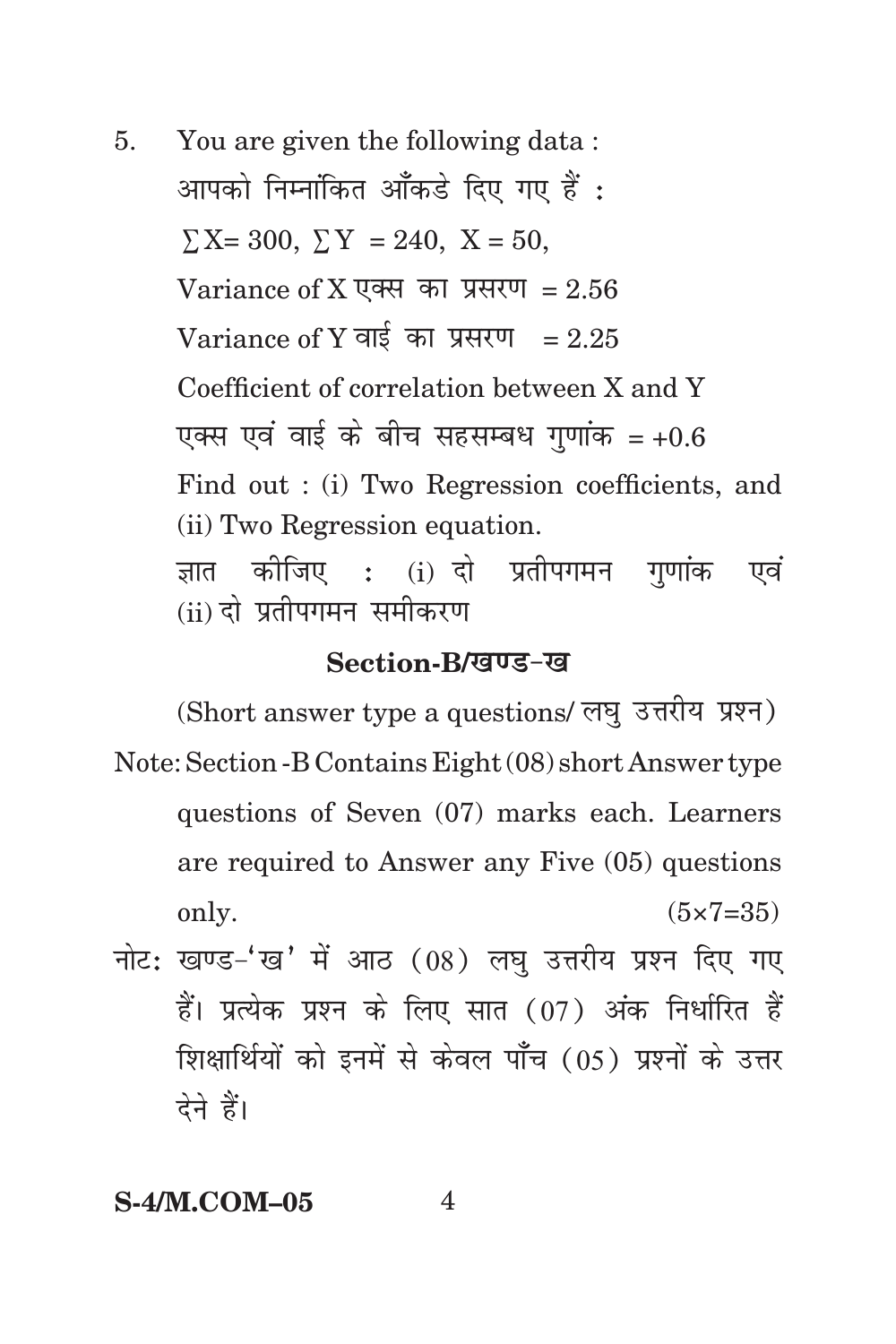5. You are given the following data :

आपको निम्नांकित आँकडे दिए गए हैं :

$\sum X = 300$, $\sum Y = 240$, $X = 50$,

Variance of X एक्स का प्रसरण = 2.56

Variance of Y वाई का प्रसरण = 2.25

Coefficient of correlation between X and Y

एक्स एवं वाई के बीच सहसम्बध गुणांक = +0.6

Find out : (i) Two Regression coefficients, and (ii) Two Regression equation.

ज्ञात कीजिए : (i) दो प्रतीपगमन गुणांक एवं (ii) दो प्रतीपगमन समीकरण

## Section-B/खण्ड-ख

(Short answer type a questions/ लघु उत्तरीय प्रश्न)

Note: Section -B Contains Eight (08) short Answer type questions of Seven (07) marks each. Learners are required to Answer any Five (05) questions only. (5×7=35)

नोट: खण्ड-'ख' में आठ (08) लघु उत्तरीय प्रश्न दिए गए हैं। प्रत्येक प्रश्न के लिए सात (07) अंक निर्धारित हैं शिक्षार्थियों को इनमें से केवल पाँच (05) प्रश्नों के उत्तर देने हैं।

S-4/M.COM–05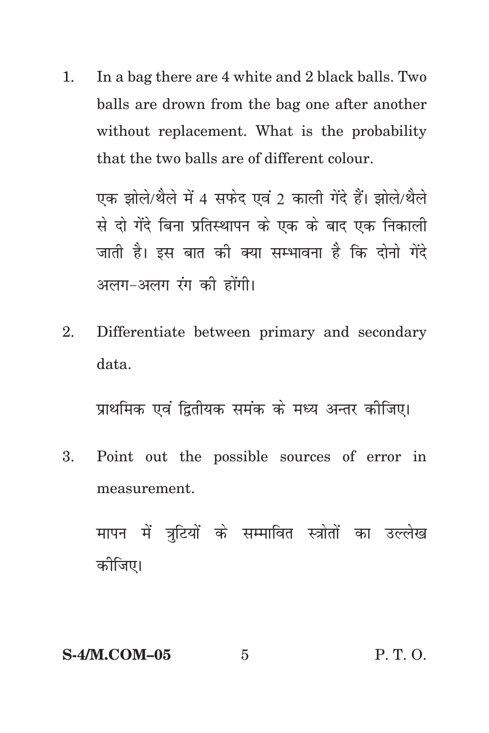1. In a bag there are 4 white and 2 black balls. Two balls are drown from the bag one after another without replacement. What is the probability that the two balls are of different colour.

   एक झोले/थैले में 4 सफेद एवं 2 काली गेंदे हैं। झोले/थैले से दो गेंदे बिना प्रतिस्थापन के एक के बाद एक निकाली जाती है। इस बात की क्या सम्भावना है कि दोनो गेंदे अलग-अलग रंग की होंगी।

2. Differentiate between primary and secondary data.

   प्राथमिक एवं द्वितीयक समंक के मध्य अन्तर कीजिए।

3. Point out the possible sources of error in measurement.

   मापन में त्रुटियों के सम्भावित स्त्रोतों का उल्लेख कीजिए।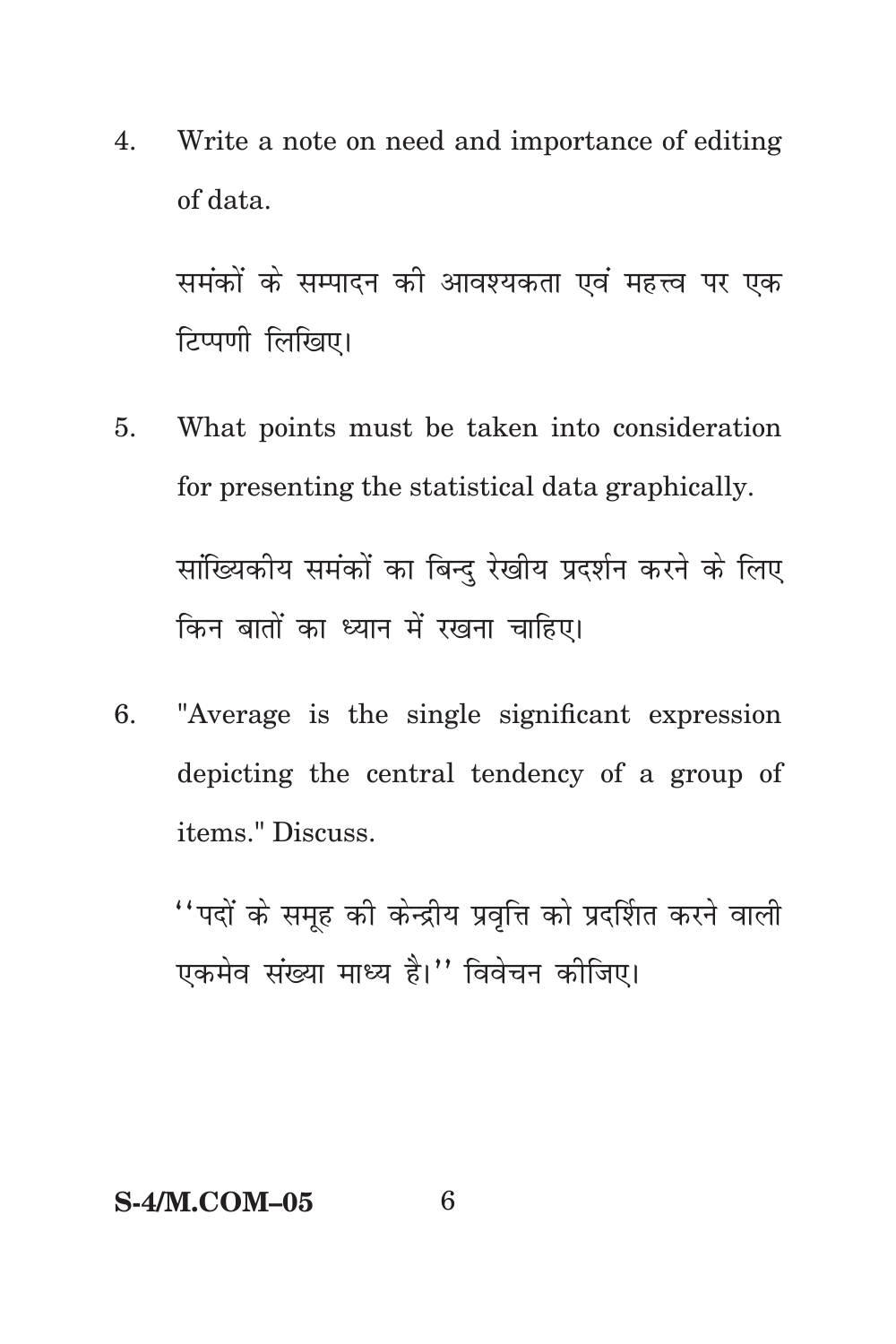4. Write a note on need and importance of editing of data.

   समंकों के सम्पादन की आवश्यकता एवं महत्त्व पर एक टिप्पणी लिखिए।

5. What points must be taken into consideration for presenting the statistical data graphically.

   सांख्यिकीय समंकों का बिन्दु रेखीय प्रदर्शन करने के लिए किन बातों का ध्यान में रखना चाहिए।

6. "Average is the single significant expression depicting the central tendency of a group of items." Discuss.

   ''पदों के समूह की केन्द्रीय प्रवृत्ति को प्रदर्शित करने वाली एकमेव संख्या माध्य है।'' विवेचन कीजिए।

**S-4/M.COM–05**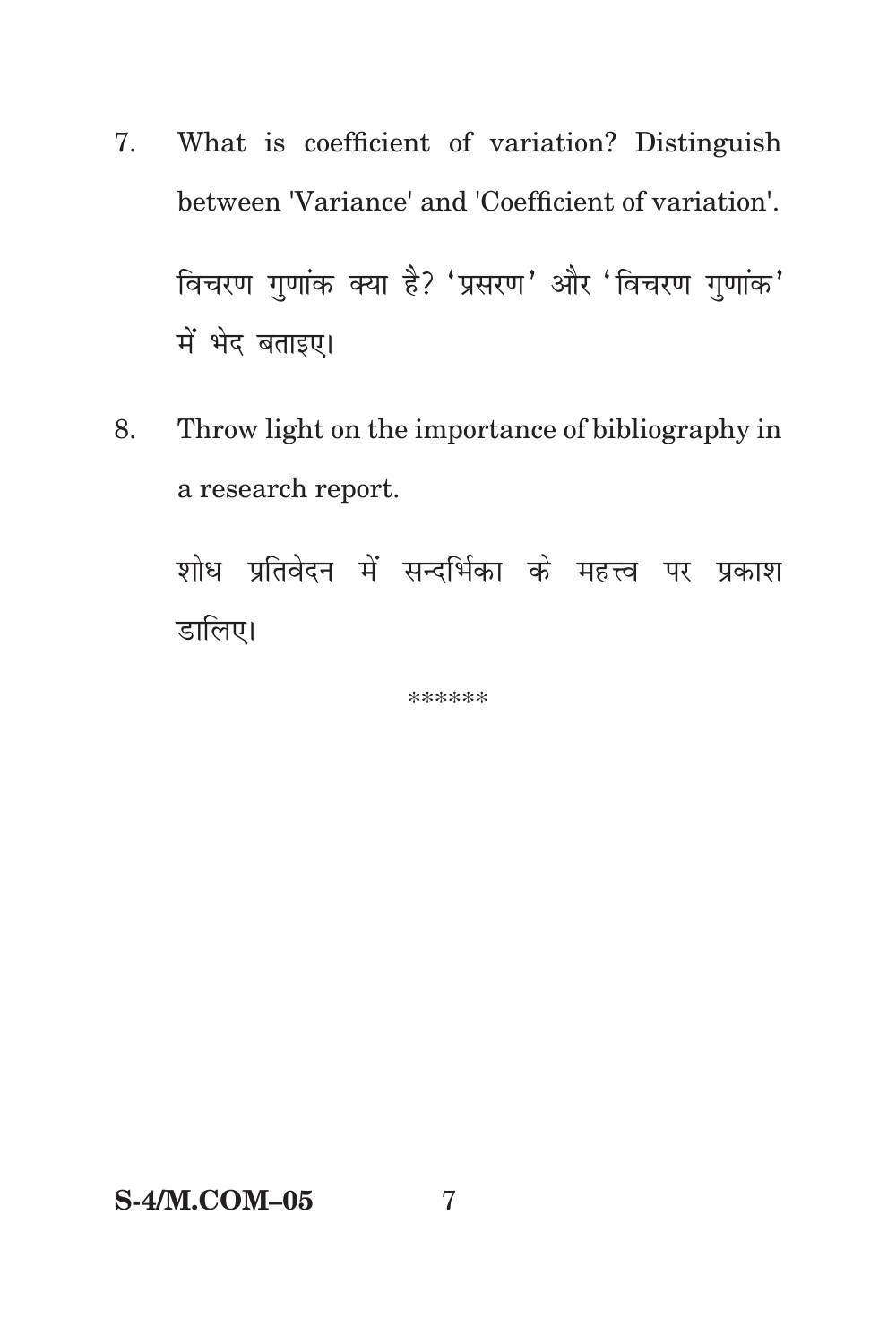7. What is coefficient of variation? Distinguish between 'Variance' and 'Coefficient of variation'.

   विचरण गुणांक क्या है? 'प्रसरण' और 'विचरण गुणांक' में भेद बताइए।

8. Throw light on the importance of bibliography in a research report.

   शोध प्रतिवेदन में सन्दर्भिका के महत्त्व पर प्रकाश डालिए।

******